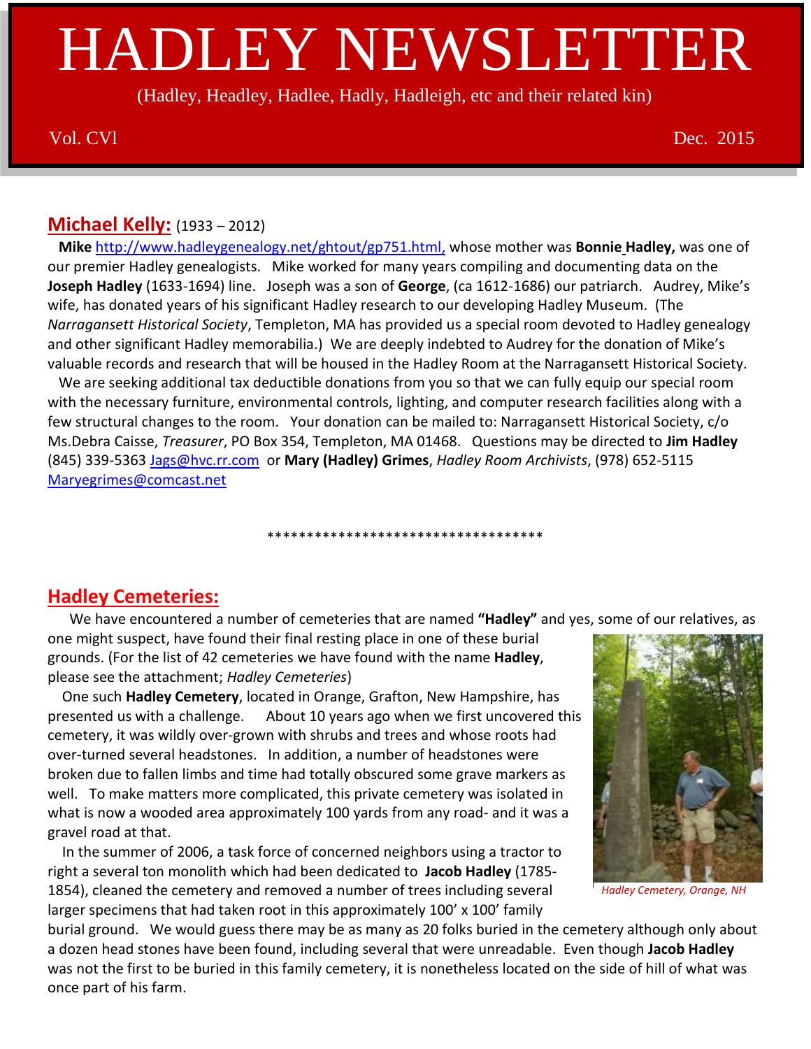# HADLEY NEWSLETTER

(Hadley, Headley, Hadlee, Hadly, Hadleigh, etc and their related kin)

Vol. CVl Dec. 2015

## Michael Kelly: (1933 – 2012)

**Mike** http://www.hadleygenealogy.net/ghtout/gp751.html, whose mother was **Bonnie Hadley,** was one of our premier Hadley genealogists. Mike worked for many years compiling and documenting data on the **Joseph Hadley** (1633-1694) line. Joseph was a son of **George**, (ca 1612-1686) our patriarch. Audrey, Mike's wife, has donated years of his significant Hadley research to our developing Hadley Museum. (The *Narragansett Historical Society*, Templeton, MA has provided us a special room devoted to Hadley genealogy and other significant Hadley memorabilia.) We are deeply indebted to Audrey for the donation of Mike's valuable records and research that will be housed in the Hadley Room at the Narragansett Historical Society.

We are seeking additional tax deductible donations from you so that we can fully equip our special room with the necessary furniture, environmental controls, lighting, and computer research facilities along with a few structural changes to the room. Your donation can be mailed to: Narragansett Historical Society, c/o Ms.Debra Caisse, *Treasurer*, PO Box 354, Templeton, MA 01468. Questions may be directed to **Jim Hadley** (845) 339-5363 Jags@hvc.rr.com or **Mary (Hadley) Grimes**, *Hadley Room Archivists*, (978) 652-5115 Maryegrimes@comcast.net

***********************************

## Hadley Cemeteries:

We have encountered a number of cemeteries that are named **"Hadley"** and yes, some of our relatives, as one might suspect, have found their final resting place in one of these burial grounds. (For the list of 42 cemeteries we have found with the name **Hadley**, please see the attachment; *Hadley Cemeteries*)

One such **Hadley Cemetery**, located in Orange, Grafton, New Hampshire, has presented us with a challenge. About 10 years ago when we first uncovered this cemetery, it was wildly over-grown with shrubs and trees and whose roots had over-turned several headstones. In addition, a number of headstones were broken due to fallen limbs and time had totally obscured some grave markers as well. To make matters more complicated, this private cemetery was isolated in what is now a wooded area approximately 100 yards from any road- and it was a gravel road at that.

*Hadley Cemetery, Orange, NH*

In the summer of 2006, a task force of concerned neighbors using a tractor to right a several ton monolith which had been dedicated to **Jacob Hadley** (1785-1854), cleaned the cemetery and removed a number of trees including several larger specimens that had taken root in this approximately 100' x 100' family burial ground. We would guess there may be as many as 20 folks buried in the cemetery although only about a dozen head stones have been found, including several that were unreadable. Even though **Jacob Hadley** was not the first to be buried in this family cemetery, it is nonetheless located on the side of hill of what was once part of his farm.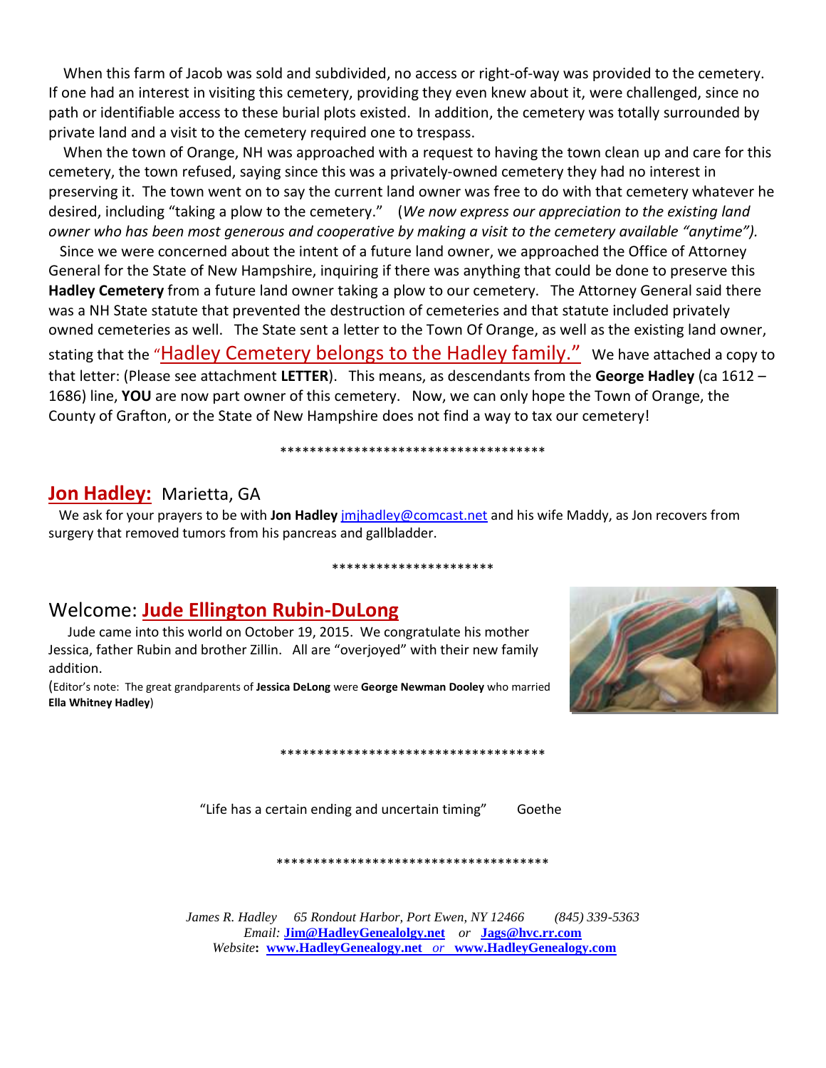When this farm of Jacob was sold and subdivided, no access or right-of-way was provided to the cemetery. If one had an interest in visiting this cemetery, providing they even knew about it, were challenged, since no path or identifiable access to these burial plots existed. In addition, the cemetery was totally surrounded by private land and a visit to the cemetery required one to trespass.

When the town of Orange, NH was approached with a request to having the town clean up and care for this cemetery, the town refused, saying since this was a privately-owned cemetery they had no interest in preserving it. The town went on to say the current land owner was free to do with that cemetery whatever he desired, including "taking a plow to the cemetery." (*We now express our appreciation to the existing land owner who has been most generous and cooperative by making a visit to the cemetery available "anytime").*

Since we were concerned about the intent of a future land owner, we approached the Office of Attorney General for the State of New Hampshire, inquiring if there was anything that could be done to preserve this **Hadley Cemetery** from a future land owner taking a plow to our cemetery. The Attorney General said there was a NH State statute that prevented the destruction of cemeteries and that statute included privately owned cemeteries as well. The State sent a letter to the Town Of Orange, as well as the existing land owner, stating that the "Hadley Cemetery belongs to the Hadley family." We have attached a copy to that letter: (Please see attachment **LETTER**). This means, as descendants from the **George Hadley** (ca 1612 – 1686) line, **YOU** are now part owner of this cemetery. Now, we can only hope the Town of Orange, the County of Grafton, or the State of New Hampshire does not find a way to tax our cemetery!

*************************************

## Jon Hadley: Marietta, GA

We ask for your prayers to be with **Jon Hadley** jmjhadley@comcast.net and his wife Maddy, as Jon recovers from surgery that removed tumors from his pancreas and gallbladder.

**********************

## Welcome: Jude Ellington Rubin-DuLong

Jude came into this world on October 19, 2015. We congratulate his mother Jessica, father Rubin and brother Zillin. All are "overjoyed" with their new family addition.

(Editor's note: The great grandparents of **Jessica DeLong** were **George Newman Dooley** who married **Ella Whitney Hadley**)

*************************************

"Life has a certain ending and uncertain timing" Goethe

*************************************

*James R. Hadley 65 Rondout Harbor, Port Ewen, NY 12466 (845) 339-5363*
*Email:* **Jim@HadleyGenealolgy.net** *or* **Jags@hvc.rr.com**
*Website*: **www.HadleyGenealogy.net** *or* **www.HadleyGenealogy.com**